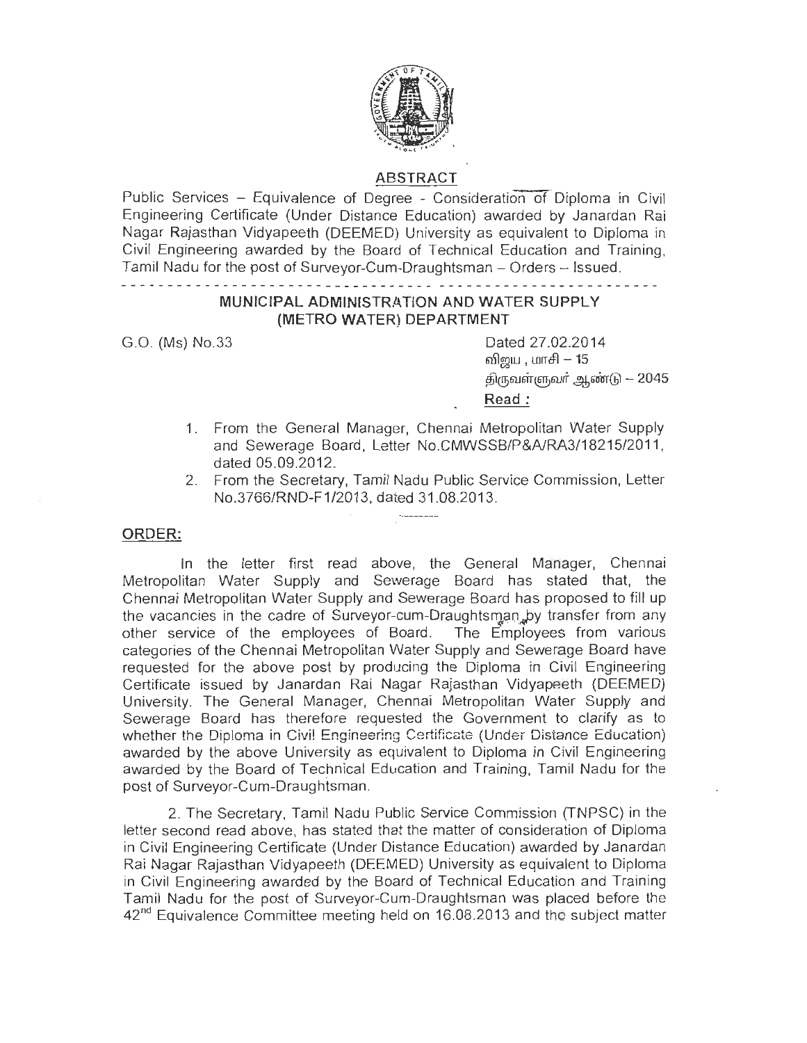## ABSTRACT

Public Services – Equivalence of Degree - Consideration of Diploma in Civil Engineering Certificate (Under Distance Education) awarded by Janardan Rai Nagar Rajasthan Vidyapeeth (DEEMED) University as equivalent to Diploma in Civil Engineering awarded by the Board of Technical Education and Training, Tamil Nadu for the post of Surveyor-Cum-Draughtsman – Orders – Issued.

---

### MUNICIPAL ADMINISTRATION AND WATER SUPPLY (METRO WATER) DEPARTMENT

G.O. (Ms) No.33

Dated 27.02.2014
விஜய , மாசி – 15
திருவள்ளுவர் ஆண்டு – 2045

**Read :**

1. From the General Manager, Chennai Metropolitan Water Supply and Sewerage Board, Letter No.CMWSSB/P&A/RA3/18215/2011, dated 05.09.2012.
2. From the Secretary, Tamil Nadu Public Service Commission, Letter No.3766/RND-F1/2013, dated 31.08.2013.

---

**ORDER:**

In the letter first read above, the General Manager, Chennai Metropolitan Water Supply and Sewerage Board has stated that, the Chennai Metropolitan Water Supply and Sewerage Board has proposed to fill up the vacancies in the cadre of Surveyor-cum-Draughtsman by transfer from any other service of the employees of Board. The Employees from various categories of the Chennai Metropolitan Water Supply and Sewerage Board have requested for the above post by producing the Diploma in Civil Engineering Certificate issued by Janardan Rai Nagar Rajasthan Vidyapeeth (DEEMED) University. The General Manager, Chennai Metropolitan Water Supply and Sewerage Board has therefore requested the Government to clarify as to whether the Diploma in Civil Engineering Certificate (Under Distance Education) awarded by the above University as equivalent to Diploma in Civil Engineering awarded by the Board of Technical Education and Training, Tamil Nadu for the post of Surveyor-Cum-Draughtsman.

2. The Secretary, Tamil Nadu Public Service Commission (TNPSC) in the letter second read above, has stated that the matter of consideration of Diploma in Civil Engineering Certificate (Under Distance Education) awarded by Janardan Rai Nagar Rajasthan Vidyapeeth (DEEMED) University as equivalent to Diploma in Civil Engineering awarded by the Board of Technical Education and Training Tamil Nadu for the post of Surveyor-Cum-Draughtsman was placed before the 42nd Equivalence Committee meeting held on 16.08.2013 and the subject matter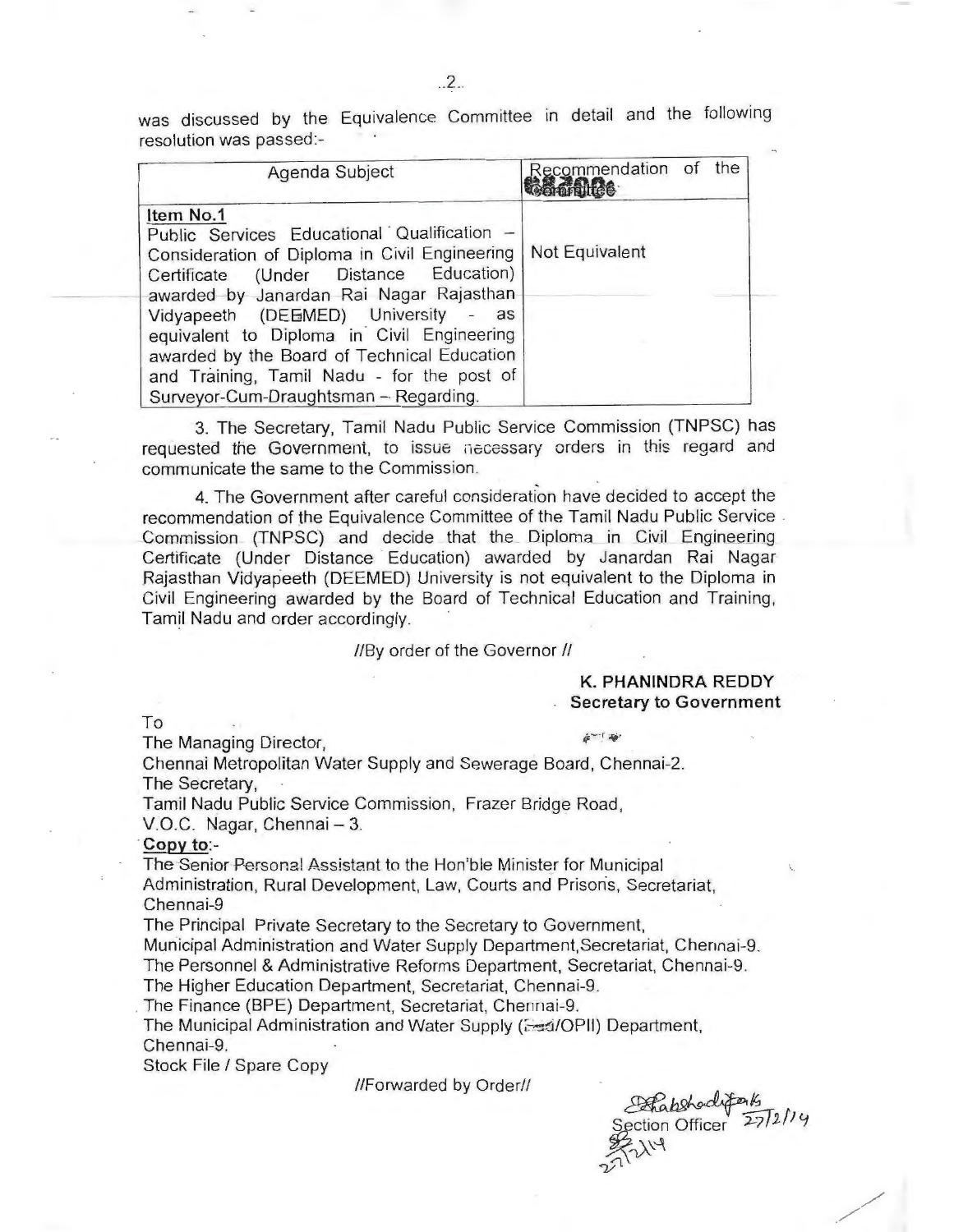was discussed by the Equivalence Committee in detail and the following resolution was passed:-

| Agenda Subject | Recommendation of the Committee |
|---|---|
| **Item No.1**<br>Public Services Educational Qualification – Consideration of Diploma in Civil Engineering Certificate (Under Distance Education) awarded by Janardan Rai Nagar Rajasthan Vidyapeeth (DEEMED) University - as equivalent to Diploma in Civil Engineering awarded by the Board of Technical Education and Training, Tamil Nadu - for the post of Surveyor-Cum-Draughtsman – Regarding. | Not Equivalent |

3. The Secretary, Tamil Nadu Public Service Commission (TNPSC) has requested the Government, to issue necessary orders in this regard and communicate the same to the Commission.

4. The Government after careful consideration have decided to accept the recommendation of the Equivalence Committee of the Tamil Nadu Public Service Commission (TNPSC) and decide that the Diploma in Civil Engineering Certificate (Under Distance Education) awarded by Janardan Rai Nagar Rajasthan Vidyapeeth (DEEMED) University is not equivalent to the Diploma in Civil Engineering awarded by the Board of Technical Education and Training, Tamil Nadu and order accordingly.

//By order of the Governor //

**K. PHANINDRA REDDY**
**Secretary to Government**

To
The Managing Director,
Chennai Metropolitan Water Supply and Sewerage Board, Chennai-2.
The Secretary,
Tamil Nadu Public Service Commission, Frazer Bridge Road,
V.O.C. Nagar, Chennai – 3.

**Copy to**:-
The Senior Personal Assistant to the Hon'ble Minister for Municipal Administration, Rural Development, Law, Courts and Prisons, Secretariat, Chennai-9
The Principal Private Secretary to the Secretary to Government, Municipal Administration and Water Supply Department, Secretariat, Chennai-9.
The Personnel & Administrative Reforms Department, Secretariat, Chennai-9.
The Higher Education Department, Secretariat, Chennai-9.
The Finance (BPE) Department, Secretariat, Chennai-9.
The Municipal Administration and Water Supply (Estd/OPII) Department, Chennai-9.
Stock File / Spare Copy

//Forwarded by Order//

Section Officer 27/2/14